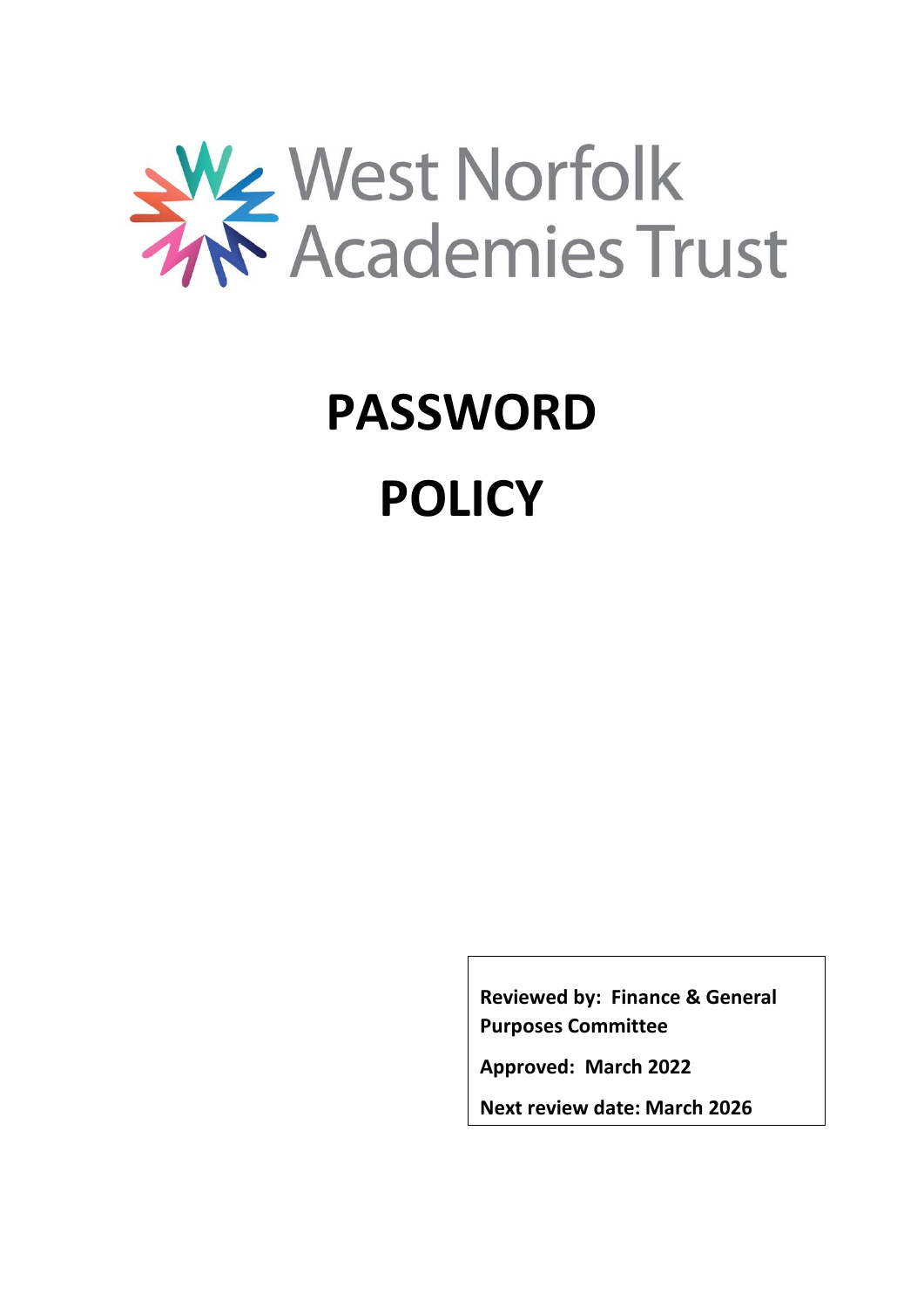West Norfolk Academies Trust

# PASSWORD POLICY

**Reviewed by: Finance & General Purposes Committee**

**Approved: March 2022**

**Next review date: March 2026**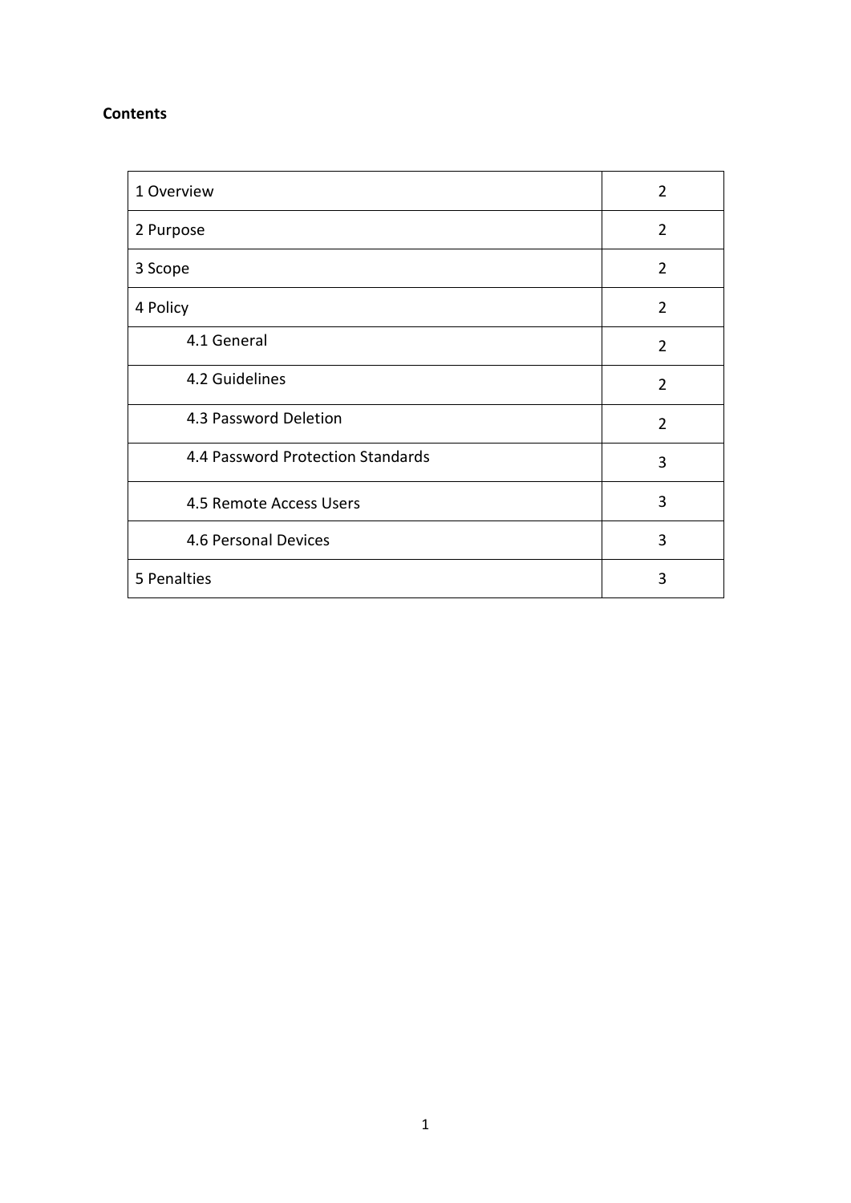**Contents**

| Section | Page |
|---|---|
| 1 Overview | 2 |
| 2 Purpose | 2 |
| 3 Scope | 2 |
| 4 Policy | 2 |
| 4.1 General | 2 |
| 4.2 Guidelines | 2 |
| 4.3 Password Deletion | 2 |
| 4.4 Password Protection Standards | 3 |
| 4.5 Remote Access Users | 3 |
| 4.6 Personal Devices | 3 |
| 5 Penalties | 3 |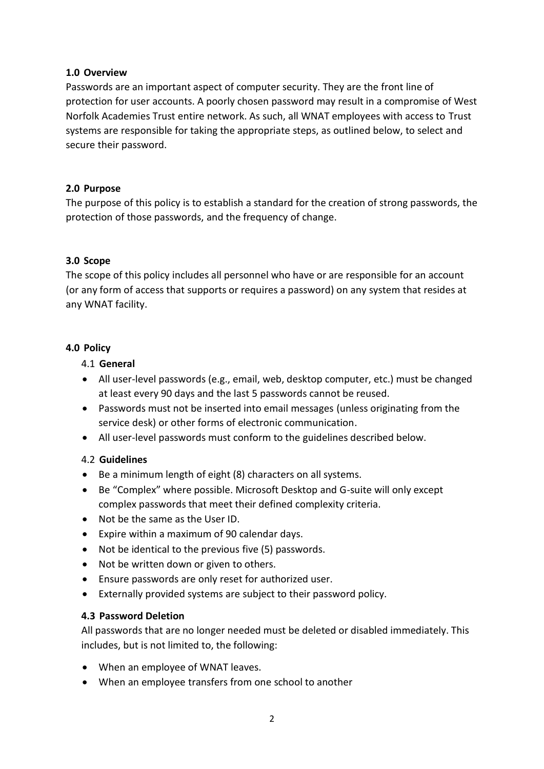## 1.0 Overview

Passwords are an important aspect of computer security. They are the front line of protection for user accounts. A poorly chosen password may result in a compromise of West Norfolk Academies Trust entire network. As such, all WNAT employees with access to Trust systems are responsible for taking the appropriate steps, as outlined below, to select and secure their password.

## 2.0 Purpose

The purpose of this policy is to establish a standard for the creation of strong passwords, the protection of those passwords, and the frequency of change.

## 3.0 Scope

The scope of this policy includes all personnel who have or are responsible for an account (or any form of access that supports or requires a password) on any system that resides at any WNAT facility.

## 4.0 Policy

### 4.1 General

- All user-level passwords (e.g., email, web, desktop computer, etc.) must be changed at least every 90 days and the last 5 passwords cannot be reused.
- Passwords must not be inserted into email messages (unless originating from the service desk) or other forms of electronic communication.
- All user-level passwords must conform to the guidelines described below.

### 4.2 Guidelines

- Be a minimum length of eight (8) characters on all systems.
- Be "Complex" where possible. Microsoft Desktop and G-suite will only except complex passwords that meet their defined complexity criteria.
- Not be the same as the User ID.
- Expire within a maximum of 90 calendar days.
- Not be identical to the previous five (5) passwords.
- Not be written down or given to others.
- Ensure passwords are only reset for authorized user.
- Externally provided systems are subject to their password policy.

### 4.3 Password Deletion

All passwords that are no longer needed must be deleted or disabled immediately. This includes, but is not limited to, the following:

- When an employee of WNAT leaves.
- When an employee transfers from one school to another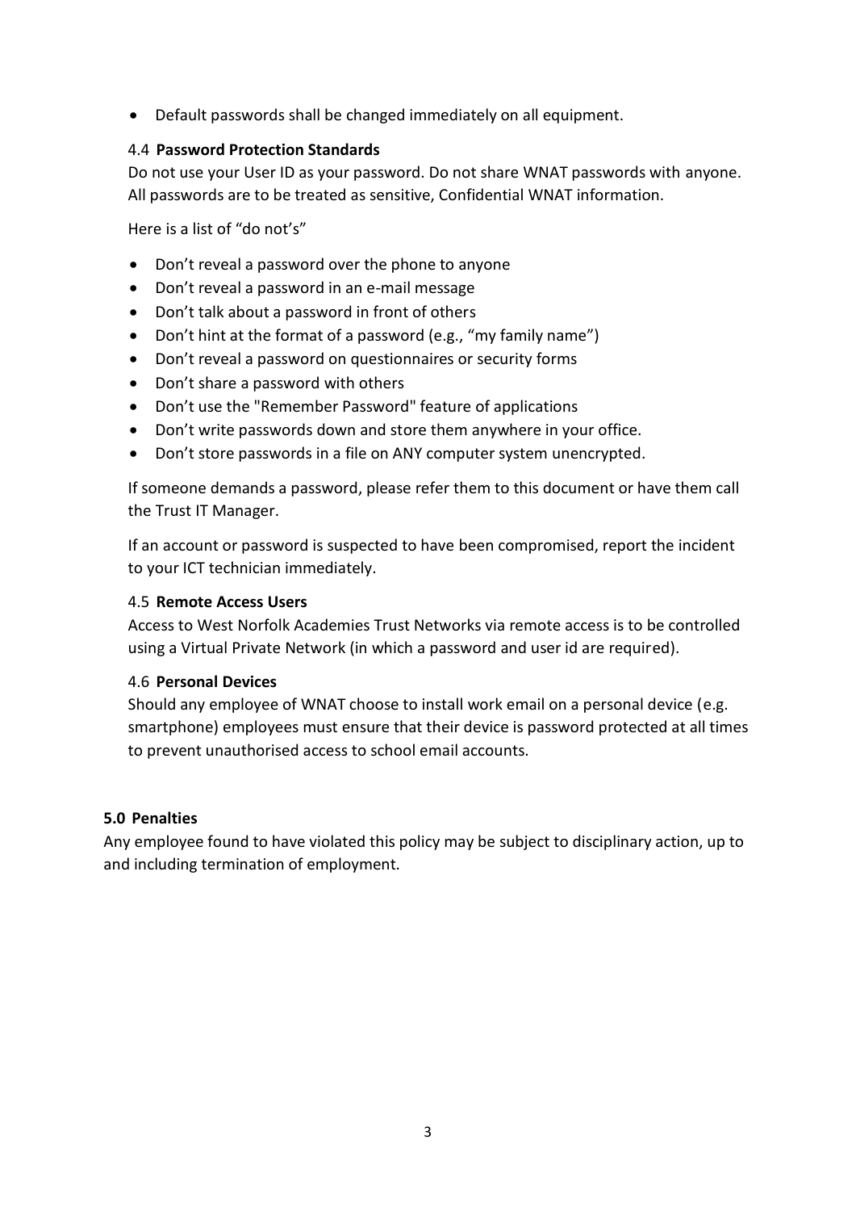- Default passwords shall be changed immediately on all equipment.

### 4.4 Password Protection Standards

Do not use your User ID as your password. Do not share WNAT passwords with anyone. All passwords are to be treated as sensitive, Confidential WNAT information.

Here is a list of "do not's"

- Don't reveal a password over the phone to anyone
- Don't reveal a password in an e-mail message
- Don't talk about a password in front of others
- Don't hint at the format of a password (e.g., "my family name")
- Don't reveal a password on questionnaires or security forms
- Don't share a password with others
- Don't use the "Remember Password" feature of applications
- Don't write passwords down and store them anywhere in your office.
- Don't store passwords in a file on ANY computer system unencrypted.

If someone demands a password, please refer them to this document or have them call the Trust IT Manager.

If an account or password is suspected to have been compromised, report the incident to your ICT technician immediately.

### 4.5 Remote Access Users

Access to West Norfolk Academies Trust Networks via remote access is to be controlled using a Virtual Private Network (in which a password and user id are required).

### 4.6 Personal Devices

Should any employee of WNAT choose to install work email on a personal device (e.g. smartphone) employees must ensure that their device is password protected at all times to prevent unauthorised access to school email accounts.

## 5.0 Penalties

Any employee found to have violated this policy may be subject to disciplinary action, up to and including termination of employment.